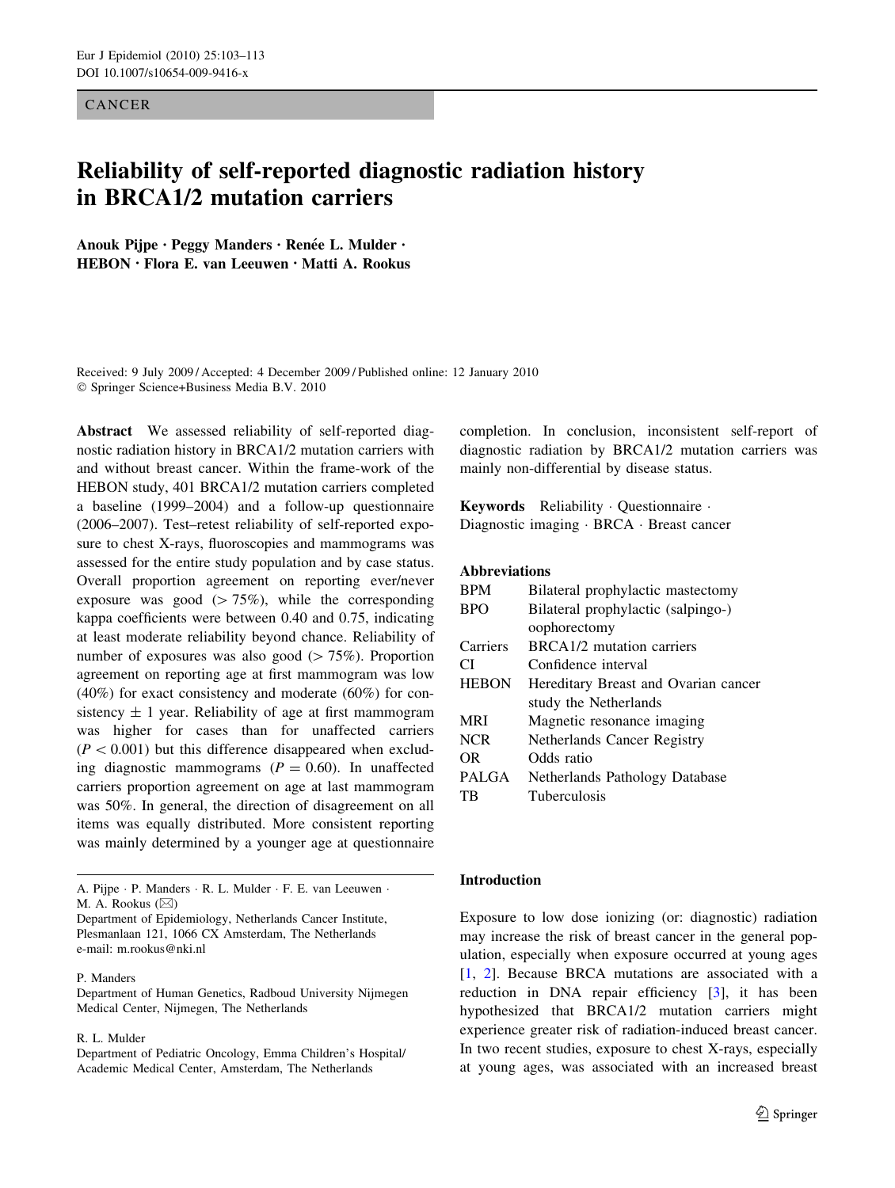CANCER

# Reliability of self-reported diagnostic radiation history in BRCA1/2 mutation carriers

**Anouk Pijpe · Peggy Manders · Renée L. Mulder · HEBON · Flora E. van Leeuwen · Matti A. Rookus**

Received: 9 July 2009 / Accepted: 4 December 2009 / Published online: 12 January 2010
© Springer Science+Business Media B.V. 2010

**Abstract** We assessed reliability of self-reported diagnostic radiation history in BRCA1/2 mutation carriers with and without breast cancer. Within the frame-work of the HEBON study, 401 BRCA1/2 mutation carriers completed a baseline (1999–2004) and a follow-up questionnaire (2006–2007). Test–retest reliability of self-reported exposure to chest X-rays, fluoroscopies and mammograms was assessed for the entire study population and by case status. Overall proportion agreement on reporting ever/never exposure was good (> 75%), while the corresponding kappa coefficients were between 0.40 and 0.75, indicating at least moderate reliability beyond chance. Reliability of number of exposures was also good (> 75%). Proportion agreement on reporting age at first mammogram was low (40%) for exact consistency and moderate (60%) for consistency ± 1 year. Reliability of age at first mammogram was higher for cases than for unaffected carriers ($P < 0.001$) but this difference disappeared when excluding diagnostic mammograms ($P = 0.60$). In unaffected carriers proportion agreement on age at last mammogram was 50%. In general, the direction of disagreement on all items was equally distributed. More consistent reporting was mainly determined by a younger age at questionnaire completion. In conclusion, inconsistent self-report of diagnostic radiation by BRCA1/2 mutation carriers was mainly non-differential by disease status.

**Keywords** Reliability · Questionnaire · Diagnostic imaging · BRCA · Breast cancer

**Abbreviations**

| | |
|---|---|
| BPM | Bilateral prophylactic mastectomy |
| BPO | Bilateral prophylactic (salpingo-) oophorectomy |
| Carriers | BRCA1/2 mutation carriers |
| CI | Confidence interval |
| HEBON | Hereditary Breast and Ovarian cancer study the Netherlands |
| MRI | Magnetic resonance imaging |
| NCR | Netherlands Cancer Registry |
| OR | Odds ratio |
| PALGA | Netherlands Pathology Database |
| TB | Tuberculosis |

A. Pijpe · P. Manders · R. L. Mulder · F. E. van Leeuwen · M. A. Rookus (✉)
Department of Epidemiology, Netherlands Cancer Institute, Plesmanlaan 121, 1066 CX Amsterdam, The Netherlands
e-mail: m.rookus@nki.nl

P. Manders
Department of Human Genetics, Radboud University Nijmegen Medical Center, Nijmegen, The Netherlands

R. L. Mulder
Department of Pediatric Oncology, Emma Children's Hospital/Academic Medical Center, Amsterdam, The Netherlands

## Introduction

Exposure to low dose ionizing (or: diagnostic) radiation may increase the risk of breast cancer in the general population, especially when exposure occurred at young ages [1, 2]. Because BRCA mutations are associated with a reduction in DNA repair efficiency [3], it has been hypothesized that BRCA1/2 mutation carriers might experience greater risk of radiation-induced breast cancer. In two recent studies, exposure to chest X-rays, especially at young ages, was associated with an increased breast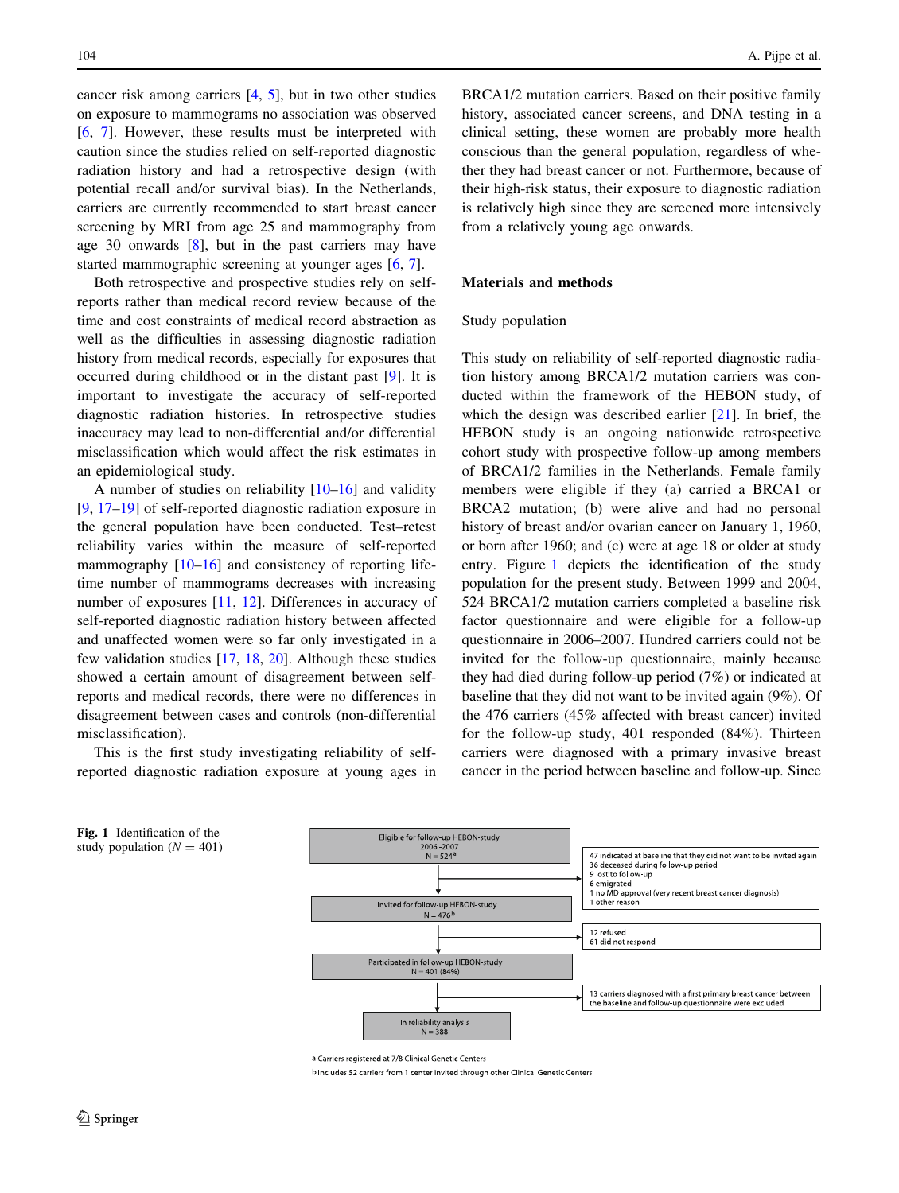cancer risk among carriers [4, 5], but in two other studies on exposure to mammograms no association was observed [6, 7]. However, these results must be interpreted with caution since the studies relied on self-reported diagnostic radiation history and had a retrospective design (with potential recall and/or survival bias). In the Netherlands, carriers are currently recommended to start breast cancer screening by MRI from age 25 and mammography from age 30 onwards [8], but in the past carriers may have started mammographic screening at younger ages [6, 7].

Both retrospective and prospective studies rely on self-reports rather than medical record review because of the time and cost constraints of medical record abstraction as well as the difficulties in assessing diagnostic radiation history from medical records, especially for exposures that occurred during childhood or in the distant past [9]. It is important to investigate the accuracy of self-reported diagnostic radiation histories. In retrospective studies inaccuracy may lead to non-differential and/or differential misclassification which would affect the risk estimates in an epidemiological study.

A number of studies on reliability [10–16] and validity [9, 17–19] of self-reported diagnostic radiation exposure in the general population have been conducted. Test–retest reliability varies within the measure of self-reported mammography [10–16] and consistency of reporting life-time number of mammograms decreases with increasing number of exposures [11, 12]. Differences in accuracy of self-reported diagnostic radiation history between affected and unaffected women were so far only investigated in a few validation studies [17, 18, 20]. Although these studies showed a certain amount of disagreement between self-reports and medical records, there were no differences in disagreement between cases and controls (non-differential misclassification).

This is the first study investigating reliability of self-reported diagnostic radiation exposure at young ages in BRCA1/2 mutation carriers. Based on their positive family history, associated cancer screens, and DNA testing in a clinical setting, these women are probably more health conscious than the general population, regardless of whether they had breast cancer or not. Furthermore, because of their high-risk status, their exposure to diagnostic radiation is relatively high since they are screened more intensively from a relatively young age onwards.

## Materials and methods

### Study population

This study on reliability of self-reported diagnostic radiation history among BRCA1/2 mutation carriers was conducted within the framework of the HEBON study, of which the design was described earlier [21]. In brief, the HEBON study is an ongoing nationwide retrospective cohort study with prospective follow-up among members of BRCA1/2 families in the Netherlands. Female family members were eligible if they (a) carried a BRCA1 or BRCA2 mutation; (b) were alive and had no personal history of breast and/or ovarian cancer on January 1, 1960, or born after 1960; and (c) were at age 18 or older at study entry. Figure 1 depicts the identification of the study population for the present study. Between 1999 and 2004, 524 BRCA1/2 mutation carriers completed a baseline risk factor questionnaire and were eligible for a follow-up questionnaire in 2006–2007. Hundred carriers could not be invited for the follow-up questionnaire, mainly because they had died during follow-up period (7%) or indicated at baseline that they did not want to be invited again (9%). Of the 476 carriers (45% affected with breast cancer) invited for the follow-up study, 401 responded (84%). Thirteen carriers were diagnosed with a primary invasive breast cancer in the period between baseline and follow-up. Since

Eligible for follow-up HEBON-study 2006-2007 N = 524[a]

→ 47 indicated at baseline that they did not want to be invited again; 36 deceased during follow-up period; 9 lost to follow-up; 6 emigrated; 1 no MD approval (very recent breast cancer diagnosis); 1 other reason

Invited for follow-up HEBON-study N = 476[b]

→ 12 refused; 61 did not respond

Participated in follow-up HEBON-study N = 401 (84%)

→ 13 carriers diagnosed with a first primary breast cancer between the baseline and follow-up questionnaire were excluded

In reliability analysis N = 388

[a] Carriers registered at 7/8 Clinical Genetic Centers

[b] Includes 52 carriers from 1 center invited through other Clinical Genetic Centers

**Fig. 1** Identification of the study population ($N = 401$)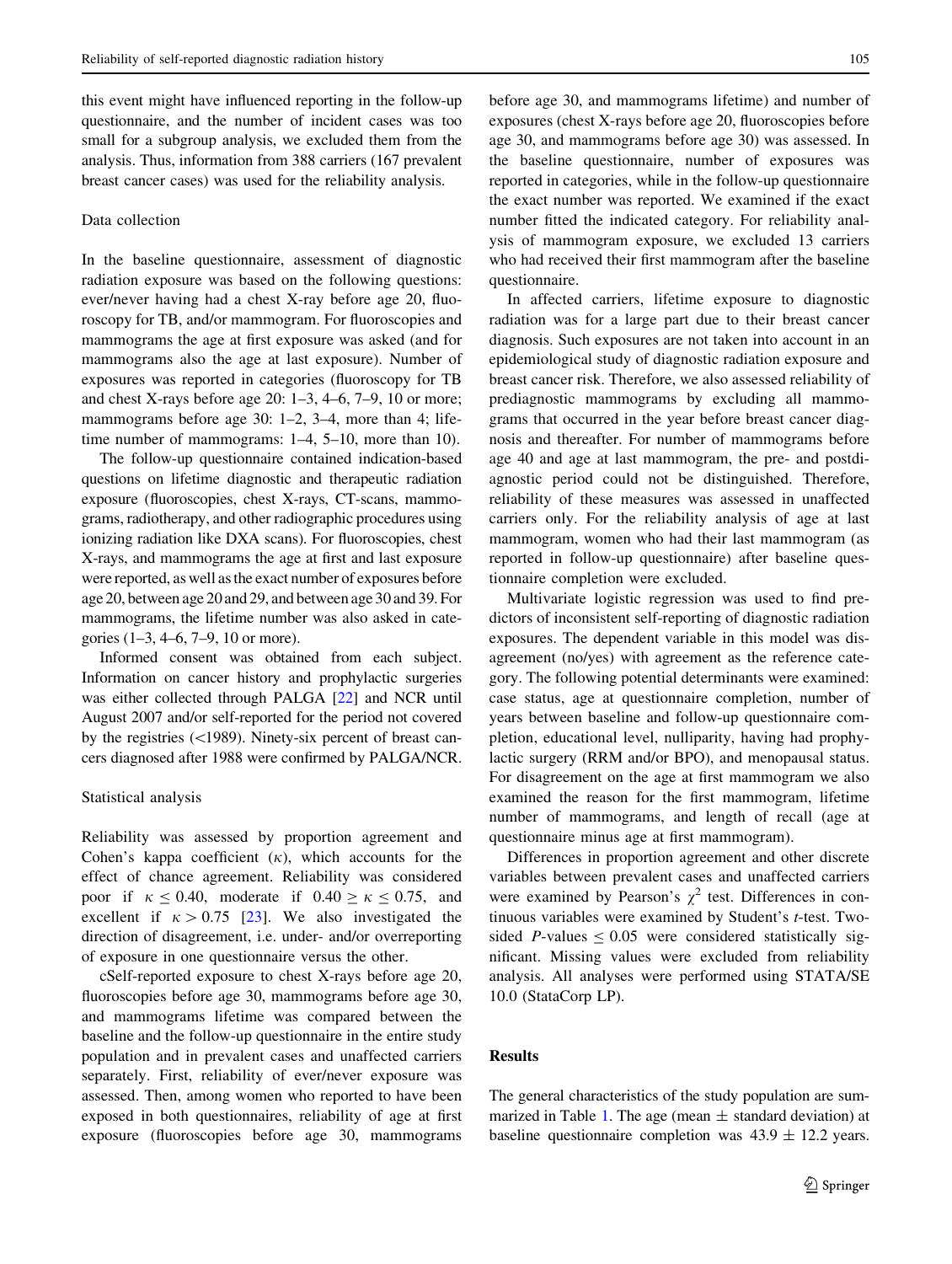this event might have influenced reporting in the follow-up questionnaire, and the number of incident cases was too small for a subgroup analysis, we excluded them from the analysis. Thus, information from 388 carriers (167 prevalent breast cancer cases) was used for the reliability analysis.

### Data collection

In the baseline questionnaire, assessment of diagnostic radiation exposure was based on the following questions: ever/never having had a chest X-ray before age 20, fluoroscopy for TB, and/or mammogram. For fluoroscopies and mammograms the age at first exposure was asked (and for mammograms also the age at last exposure). Number of exposures was reported in categories (fluoroscopy for TB and chest X-rays before age 20: 1–3, 4–6, 7–9, 10 or more; mammograms before age 30: 1–2, 3–4, more than 4; lifetime number of mammograms: 1–4, 5–10, more than 10).

The follow-up questionnaire contained indication-based questions on lifetime diagnostic and therapeutic radiation exposure (fluoroscopies, chest X-rays, CT-scans, mammograms, radiotherapy, and other radiographic procedures using ionizing radiation like DXA scans). For fluoroscopies, chest X-rays, and mammograms the age at first and last exposure were reported, as well as the exact number of exposures before age 20, between age 20 and 29, and between age 30 and 39. For mammograms, the lifetime number was also asked in categories (1–3, 4–6, 7–9, 10 or more).

Informed consent was obtained from each subject. Information on cancer history and prophylactic surgeries was either collected through PALGA [22] and NCR until August 2007 and/or self-reported for the period not covered by the registries (<1989). Ninety-six percent of breast cancers diagnosed after 1988 were confirmed by PALGA/NCR.

### Statistical analysis

Reliability was assessed by proportion agreement and Cohen's kappa coefficient ($\kappa$), which accounts for the effect of chance agreement. Reliability was considered poor if $\kappa \leq 0.40$, moderate if $0.40 \geq \kappa \leq 0.75$, and excellent if $\kappa > 0.75$ [23]. We also investigated the direction of disagreement, i.e. under- and/or overreporting of exposure in one questionnaire versus the other.

cSelf-reported exposure to chest X-rays before age 20, fluoroscopies before age 30, mammograms before age 30, and mammograms lifetime was compared between the baseline and the follow-up questionnaire in the entire study population and in prevalent cases and unaffected carriers separately. First, reliability of ever/never exposure was assessed. Then, among women who reported to have been exposed in both questionnaires, reliability of age at first exposure (fluoroscopies before age 30, mammograms before age 30, and mammograms lifetime) and number of exposures (chest X-rays before age 20, fluoroscopies before age 30, and mammograms before age 30) was assessed. In the baseline questionnaire, number of exposures was reported in categories, while in the follow-up questionnaire the exact number was reported. We examined if the exact number fitted the indicated category. For reliability analysis of mammogram exposure, we excluded 13 carriers who had received their first mammogram after the baseline questionnaire.

In affected carriers, lifetime exposure to diagnostic radiation was for a large part due to their breast cancer diagnosis. Such exposures are not taken into account in an epidemiological study of diagnostic radiation exposure and breast cancer risk. Therefore, we also assessed reliability of prediagnostic mammograms by excluding all mammograms that occurred in the year before breast cancer diagnosis and thereafter. For number of mammograms before age 40 and age at last mammogram, the pre- and postdiagnostic period could not be distinguished. Therefore, reliability of these measures was assessed in unaffected carriers only. For the reliability analysis of age at last mammogram, women who had their last mammogram (as reported in follow-up questionnaire) after baseline questionnaire completion were excluded.

Multivariate logistic regression was used to find predictors of inconsistent self-reporting of diagnostic radiation exposures. The dependent variable in this model was disagreement (no/yes) with agreement as the reference category. The following potential determinants were examined: case status, age at questionnaire completion, number of years between baseline and follow-up questionnaire completion, educational level, nulliparity, having had prophylactic surgery (RRM and/or BPO), and menopausal status. For disagreement on the age at first mammogram we also examined the reason for the first mammogram, lifetime number of mammograms, and length of recall (age at questionnaire minus age at first mammogram).

Differences in proportion agreement and other discrete variables between prevalent cases and unaffected carriers were examined by Pearson's $\chi^2$ test. Differences in continuous variables were examined by Student's *t*-test. Two-sided *P*-values $\leq 0.05$ were considered statistically significant. Missing values were excluded from reliability analysis. All analyses were performed using STATA/SE 10.0 (StataCorp LP).

## Results

The general characteristics of the study population are summarized in Table 1. The age (mean $\pm$ standard deviation) at baseline questionnaire completion was $43.9 \pm 12.2$ years.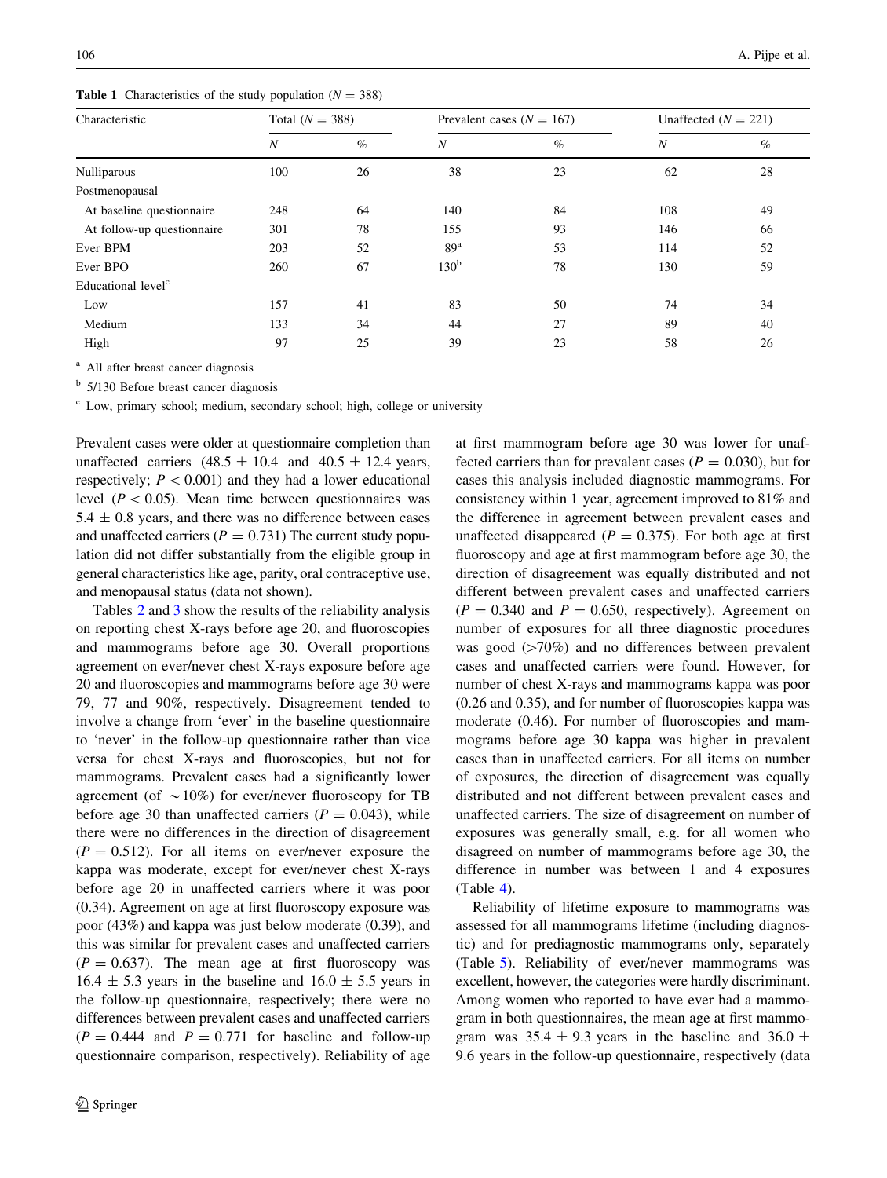**Table 1** Characteristics of the study population ($N = 388$)

| Characteristic | Total ($N = 388$) | | Prevalent cases ($N = 167$) | | Unaffected ($N = 221$) | |
|---|---|---|---|---|---|---|
| | $N$ | % | $N$ | % | $N$ | % |
| Nulliparous | 100 | 26 | 38 | 23 | 62 | 28 |
| Postmenopausal | | | | | | |
| At baseline questionnaire | 248 | 64 | 140 | 84 | 108 | 49 |
| At follow-up questionnaire | 301 | 78 | 155 | 93 | 146 | 66 |
| Ever BPM | 203 | 52 | 89[a] | 53 | 114 | 52 |
| Ever BPO | 260 | 67 | 130[b] | 78 | 130 | 59 |
| Educational level[c] | | | | | | |
| Low | 157 | 41 | 83 | 50 | 74 | 34 |
| Medium | 133 | 34 | 44 | 27 | 89 | 40 |
| High | 97 | 25 | 39 | 23 | 58 | 26 |

[a] All after breast cancer diagnosis

[b] 5/130 Before breast cancer diagnosis

[c] Low, primary school; medium, secondary school; high, college or university

Prevalent cases were older at questionnaire completion than unaffected carriers ($48.5 \pm 10.4$ and $40.5 \pm 12.4$ years, respectively; $P < 0.001$) and they had a lower educational level ($P < 0.05$). Mean time between questionnaires was $5.4 \pm 0.8$ years, and there was no difference between cases and unaffected carriers ($P = 0.731$) The current study population did not differ substantially from the eligible group in general characteristics like age, parity, oral contraceptive use, and menopausal status (data not shown).

Tables 2 and 3 show the results of the reliability analysis on reporting chest X-rays before age 20, and fluoroscopies and mammograms before age 30. Overall proportions agreement on ever/never chest X-rays exposure before age 20 and fluoroscopies and mammograms before age 30 were 79, 77 and 90%, respectively. Disagreement tended to involve a change from 'ever' in the baseline questionnaire to 'never' in the follow-up questionnaire rather than vice versa for chest X-rays and fluoroscopies, but not for mammograms. Prevalent cases had a significantly lower agreement (of $\sim$10%) for ever/never fluoroscopy for TB before age 30 than unaffected carriers ($P = 0.043$), while there were no differences in the direction of disagreement ($P = 0.512$). For all items on ever/never exposure the kappa was moderate, except for ever/never chest X-rays before age 20 in unaffected carriers where it was poor (0.34). Agreement on age at first fluoroscopy exposure was poor (43%) and kappa was just below moderate (0.39), and this was similar for prevalent cases and unaffected carriers ($P = 0.637$). The mean age at first fluoroscopy was $16.4 \pm 5.3$ years in the baseline and $16.0 \pm 5.5$ years in the follow-up questionnaire, respectively; there were no differences between prevalent cases and unaffected carriers ($P = 0.444$ and $P = 0.771$ for baseline and follow-up questionnaire comparison, respectively). Reliability of age at first mammogram before age 30 was lower for unaffected carriers than for prevalent cases ($P = 0.030$), but for cases this analysis included diagnostic mammograms. For consistency within 1 year, agreement improved to 81% and the difference in agreement between prevalent cases and unaffected disappeared ($P = 0.375$). For both age at first fluoroscopy and age at first mammogram before age 30, the direction of disagreement was equally distributed and not different between prevalent cases and unaffected carriers ($P = 0.340$ and $P = 0.650$, respectively). Agreement on number of exposures for all three diagnostic procedures was good (>70%) and no differences between prevalent cases and unaffected carriers were found. However, for number of chest X-rays and mammograms kappa was poor (0.26 and 0.35), and for number of fluoroscopies kappa was moderate (0.46). For number of fluoroscopies and mammograms before age 30 kappa was higher in prevalent cases than in unaffected carriers. For all items on number of exposures, the direction of disagreement was equally distributed and not different between prevalent cases and unaffected carriers. The size of disagreement on number of exposures was generally small, e.g. for all women who disagreed on number of mammograms before age 30, the difference in number was between 1 and 4 exposures (Table 4).

Reliability of lifetime exposure to mammograms was assessed for all mammograms lifetime (including diagnostic) and for prediagnostic mammograms only, separately (Table 5). Reliability of ever/never mammograms was excellent, however, the categories were hardly discriminant. Among women who reported to have ever had a mammogram in both questionnaires, the mean age at first mammogram was $35.4 \pm 9.3$ years in the baseline and $36.0 \pm 9.6$ years in the follow-up questionnaire, respectively (data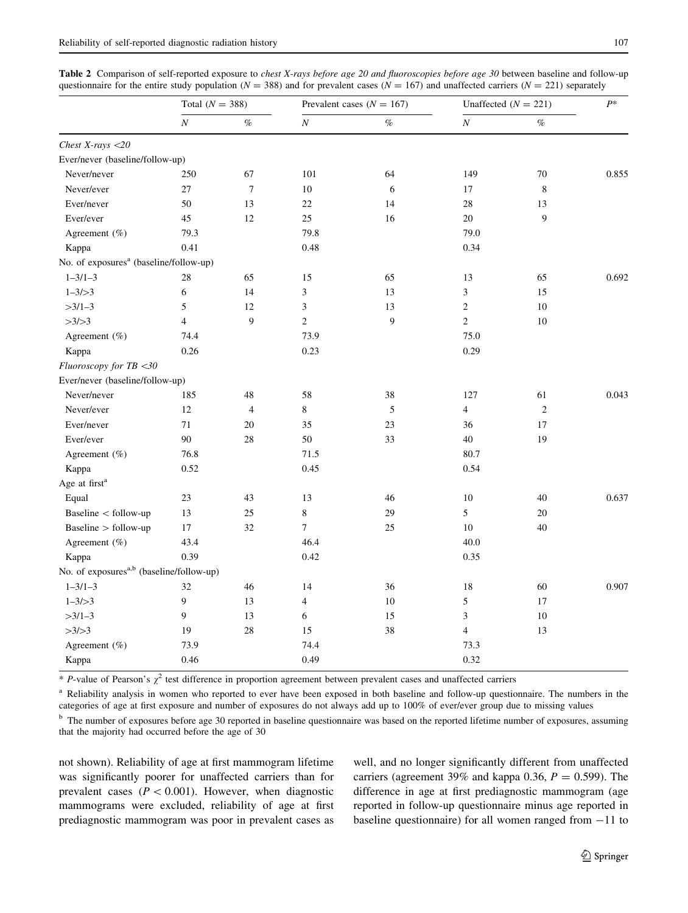**Table 2** Comparison of self-reported exposure to *chest X-rays before age 20 and fluoroscopies before age 30* between baseline and follow-up questionnaire for the entire study population ($N = 388$) and for prevalent cases ($N = 167$) and unaffected carriers ($N = 221$) separately

| | Total ($N = 388$) | | Prevalent cases ($N = 167$) | | Unaffected ($N = 221$) | | $P$* |
|---|---|---|---|---|---|---|---|
| | $N$ | % | $N$ | % | $N$ | % | |
| *Chest X-rays <20* | | | | | | | |
| Ever/never (baseline/follow-up) | | | | | | | |
| Never/never | 250 | 67 | 101 | 64 | 149 | 70 | 0.855 |
| Never/ever | 27 | 7 | 10 | 6 | 17 | 8 | |
| Ever/never | 50 | 13 | 22 | 14 | 28 | 13 | |
| Ever/ever | 45 | 12 | 25 | 16 | 20 | 9 | |
| Agreement (%) | 79.3 | | 79.8 | | 79.0 | | |
| Kappa | 0.41 | | 0.48 | | 0.34 | | |
| No. of exposures[a] (baseline/follow-up) | | | | | | | |
| 1–3/1–3 | 28 | 65 | 15 | 65 | 13 | 65 | 0.692 |
| 1–3/>3 | 6 | 14 | 3 | 13 | 3 | 15 | |
| >3/1–3 | 5 | 12 | 3 | 13 | 2 | 10 | |
| >3/>3 | 4 | 9 | 2 | 9 | 2 | 10 | |
| Agreement (%) | 74.4 | | 73.9 | | 75.0 | | |
| Kappa | 0.26 | | 0.23 | | 0.29 | | |
| *Fluoroscopy for TB <30* | | | | | | | |
| Ever/never (baseline/follow-up) | | | | | | | |
| Never/never | 185 | 48 | 58 | 38 | 127 | 61 | 0.043 |
| Never/ever | 12 | 4 | 8 | 5 | 4 | 2 | |
| Ever/never | 71 | 20 | 35 | 23 | 36 | 17 | |
| Ever/ever | 90 | 28 | 50 | 33 | 40 | 19 | |
| Agreement (%) | 76.8 | | 71.5 | | 80.7 | | |
| Kappa | 0.52 | | 0.45 | | 0.54 | | |
| Age at first[a] | | | | | | | |
| Equal | 23 | 43 | 13 | 46 | 10 | 40 | 0.637 |
| Baseline < follow-up | 13 | 25 | 8 | 29 | 5 | 20 | |
| Baseline > follow-up | 17 | 32 | 7 | 25 | 10 | 40 | |
| Agreement (%) | 43.4 | | 46.4 | | 40.0 | | |
| Kappa | 0.39 | | 0.42 | | 0.35 | | |
| No. of exposures[a,b] (baseline/follow-up) | | | | | | | |
| 1–3/1–3 | 32 | 46 | 14 | 36 | 18 | 60 | 0.907 |
| 1–3/>3 | 9 | 13 | 4 | 10 | 5 | 17 | |
| >3/1–3 | 9 | 13 | 6 | 15 | 3 | 10 | |
| >3/>3 | 19 | 28 | 15 | 38 | 4 | 13 | |
| Agreement (%) | 73.9 | | 74.4 | | 73.3 | | |
| Kappa | 0.46 | | 0.49 | | 0.32 | | |

\* $P$-value of Pearson's $\chi^2$ test difference in proportion agreement between prevalent cases and unaffected carriers

[a] Reliability analysis in women who reported to ever have been exposed in both baseline and follow-up questionnaire. The numbers in the categories of age at first exposure and number of exposures do not always add up to 100% of ever/ever group due to missing values

[b] The number of exposures before age 30 reported in baseline questionnaire was based on the reported lifetime number of exposures, assuming that the majority had occurred before the age of 30

not shown). Reliability of age at first mammogram lifetime was significantly poorer for unaffected carriers than for prevalent cases ($P < 0.001$). However, when diagnostic mammograms were excluded, reliability of age at first prediagnostic mammogram was poor in prevalent cases as well, and no longer significantly different from unaffected carriers (agreement 39% and kappa 0.36, $P = 0.599$). The difference in age at first prediagnostic mammogram (age reported in follow-up questionnaire minus age reported in baseline questionnaire) for all women ranged from −11 to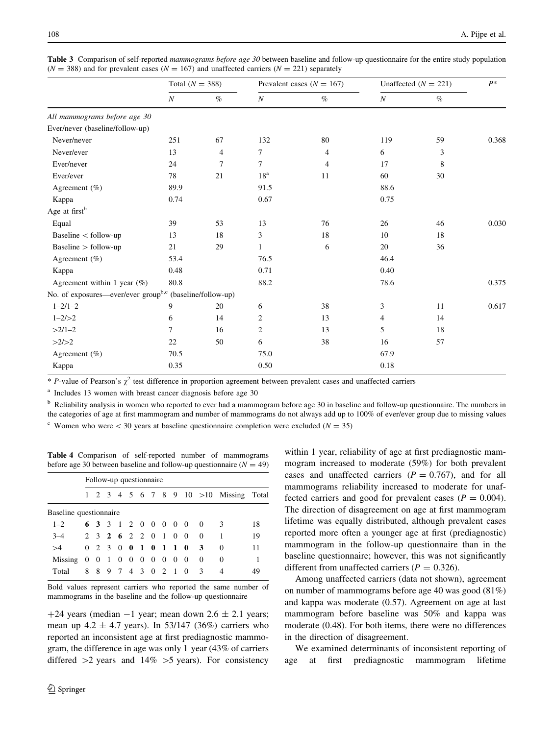**Table 3** Comparison of self-reported *mammograms before age 30* between baseline and follow-up questionnaire for the entire study population ($N = 388$) and for prevalent cases ($N = 167$) and unaffected carriers ($N = 221$) separately

| | Total ($N = 388$) | | Prevalent cases ($N = 167$) | | Unaffected ($N = 221$) | | $P$* |
|---|---|---|---|---|---|---|---|
| | $N$ | % | $N$ | % | $N$ | % | |
| *All mammograms before age 30* | | | | | | | |
| Ever/never (baseline/follow-up) | | | | | | | |
| Never/never | 251 | 67 | 132 | 80 | 119 | 59 | 0.368 |
| Never/ever | 13 | 4 | 7 | 4 | 6 | 3 | |
| Ever/never | 24 | 7 | 7 | 4 | 17 | 8 | |
| Ever/ever | 78 | 21 | 18[a] | 11 | 60 | 30 | |
| Agreement (%) | 89.9 | | 91.5 | | 88.6 | | |
| Kappa | 0.74 | | 0.67 | | 0.75 | | |
| Age at first[b] | | | | | | | |
| Equal | 39 | 53 | 13 | 76 | 26 | 46 | 0.030 |
| Baseline < follow-up | 13 | 18 | 3 | 18 | 10 | 18 | |
| Baseline > follow-up | 21 | 29 | 1 | 6 | 20 | 36 | |
| Agreement (%) | 53.4 | | 76.5 | | 46.4 | | |
| Kappa | 0.48 | | 0.71 | | 0.40 | | |
| Agreement within 1 year (%) | 80.8 | | 88.2 | | 78.6 | | 0.375 |
| No. of exposures—ever/ever group[b,c] (baseline/follow-up) | | | | | | | |
| 1–2/1–2 | 9 | 20 | 6 | 38 | 3 | 11 | 0.617 |
| 1–2/>2 | 6 | 14 | 2 | 13 | 4 | 14 | |
| >2/1–2 | 7 | 16 | 2 | 13 | 5 | 18 | |
| >2/>2 | 22 | 50 | 6 | 38 | 16 | 57 | |
| Agreement (%) | 70.5 | | 75.0 | | 67.9 | | |
| Kappa | 0.35 | | 0.50 | | 0.18 | | |

\* $P$-value of Pearson's $\chi^2$ test difference in proportion agreement between prevalent cases and unaffected carriers

[a] Includes 13 women with breast cancer diagnosis before age 30

[b] Reliability analysis in women who reported to ever had a mammogram before age 30 in baseline and follow-up questionnaire. The numbers in the categories of age at first mammogram and number of mammograms do not always add up to 100% of ever/ever group due to missing values

[c] Women who were < 30 years at baseline questionnaire completion were excluded ($N = 35$)

**Table 4** Comparison of self-reported number of mammograms before age 30 between baseline and follow-up questionnaire ($N = 49$)

| | Follow-up questionnaire | | | | | | | | | | | | |
|---|---|---|---|---|---|---|---|---|---|---|---|---|---|
| | 1 | 2 | 3 | 4 | 5 | 6 | 7 | 8 | 9 | 10 | >10 | Missing | Total |
| Baseline questionnaire | | | | | | | | | | | | | |
| 1–2 | **6** | **3** | 3 | 1 | 2 | 0 | 0 | 0 | 0 | 0 | 0 | 3 | 18 |
| 3–4 | 2 | 3 | **2** | **6** | 2 | 2 | 0 | 1 | 0 | 0 | 0 | 1 | 19 |
| >4 | 0 | 2 | 3 | 0 | **0** | **1** | **0** | **1** | **1** | **0** | **3** | 0 | 11 |
| Missing | 0 | 0 | 1 | 0 | 0 | 0 | 0 | 0 | 0 | 0 | 0 | 0 | 1 |
| Total | 8 | 8 | 9 | 7 | 4 | 3 | 0 | 2 | 1 | 0 | 3 | 4 | 49 |

Bold values represent carriers who reported the same number of mammograms in the baseline and the follow-up questionnaire

+24 years (median −1 year; mean down 2.6 ± 2.1 years; mean up 4.2 ± 4.7 years). In 53/147 (36%) carriers who reported an inconsistent age at first prediagnostic mammogram, the difference in age was only 1 year (43% of carriers differed >2 years and 14% >5 years). For consistency within 1 year, reliability of age at first prediagnostic mammogram increased to moderate (59%) for both prevalent cases and unaffected carriers ($P = 0.767$), and for all mammograms reliability increased to moderate for unaffected carriers and good for prevalent cases ($P = 0.004$). The direction of disagreement on age at first mammogram lifetime was equally distributed, although prevalent cases reported more often a younger age at first (prediagnostic) mammogram in the follow-up questionnaire than in the baseline questionnaire; however, this was not significantly different from unaffected carriers ($P = 0.326$).

Among unaffected carriers (data not shown), agreement on number of mammograms before age 40 was good (81%) and kappa was moderate (0.57). Agreement on age at last mammogram before baseline was 50% and kappa was moderate (0.48). For both items, there were no differences in the direction of disagreement.

We examined determinants of inconsistent reporting of age at first prediagnostic mammogram lifetime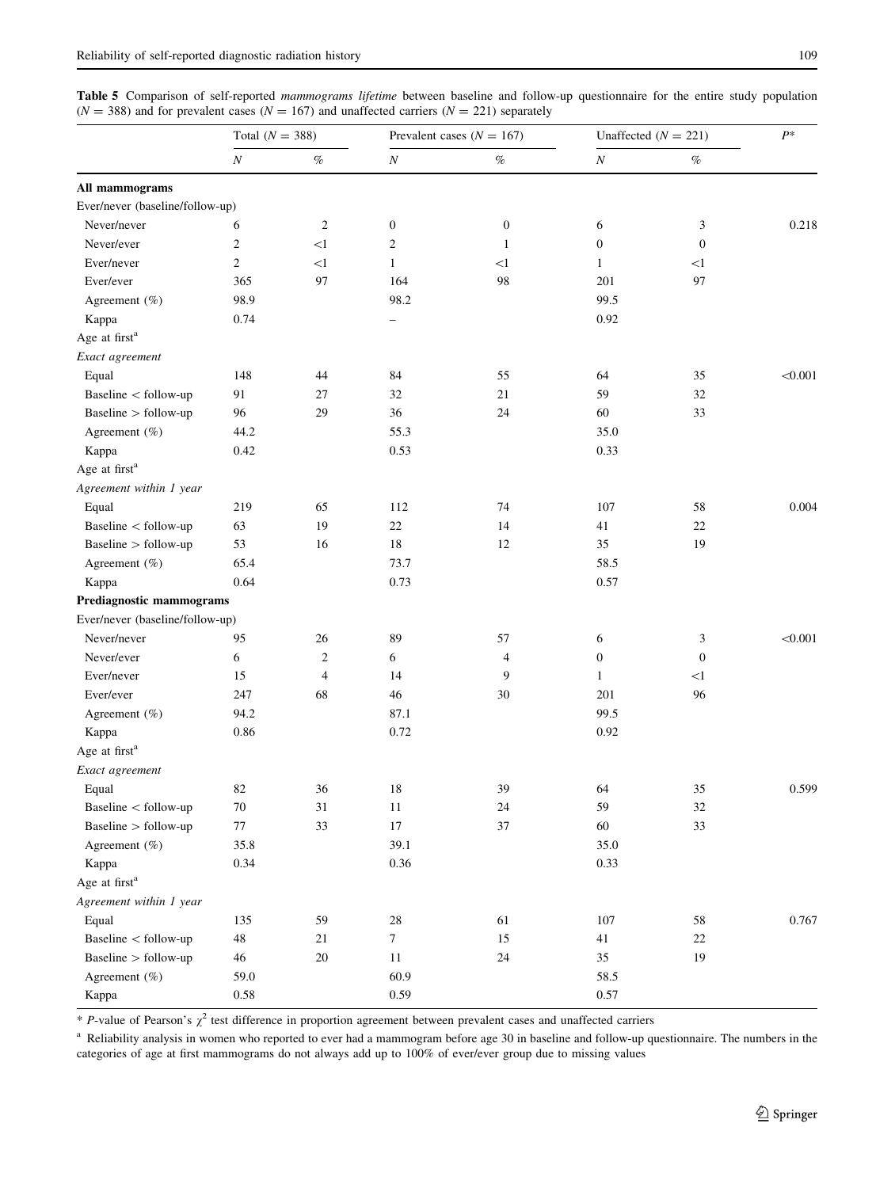**Table 5** Comparison of self-reported *mammograms lifetime* between baseline and follow-up questionnaire for the entire study population ($N = 388$) and for prevalent cases ($N = 167$) and unaffected carriers ($N = 221$) separately

| | Total ($N = 388$) | | Prevalent cases ($N = 167$) | | Unaffected ($N = 221$) | | $P$* |
|---|---|---|---|---|---|---|---|
| | $N$ | % | $N$ | % | $N$ | % | |
| **All mammograms** | | | | | | | |
| Ever/never (baseline/follow-up) | | | | | | | |
| Never/never | 6 | 2 | 0 | 0 | 6 | 3 | 0.218 |
| Never/ever | 2 | <1 | 2 | 1 | 0 | 0 | |
| Ever/never | 2 | <1 | 1 | <1 | 1 | <1 | |
| Ever/ever | 365 | 97 | 164 | 98 | 201 | 97 | |
| Agreement (%) | 98.9 | | 98.2 | | 99.5 | | |
| Kappa | 0.74 | | – | | 0.92 | | |
| Age at first[a] | | | | | | | |
| *Exact agreement* | | | | | | | |
| Equal | 148 | 44 | 84 | 55 | 64 | 35 | <0.001 |
| Baseline < follow-up | 91 | 27 | 32 | 21 | 59 | 32 | |
| Baseline > follow-up | 96 | 29 | 36 | 24 | 60 | 33 | |
| Agreement (%) | 44.2 | | 55.3 | | 35.0 | | |
| Kappa | 0.42 | | 0.53 | | 0.33 | | |
| Age at first[a] | | | | | | | |
| *Agreement within 1 year* | | | | | | | |
| Equal | 219 | 65 | 112 | 74 | 107 | 58 | 0.004 |
| Baseline < follow-up | 63 | 19 | 22 | 14 | 41 | 22 | |
| Baseline > follow-up | 53 | 16 | 18 | 12 | 35 | 19 | |
| Agreement (%) | 65.4 | | 73.7 | | 58.5 | | |
| Kappa | 0.64 | | 0.73 | | 0.57 | | |
| **Prediagnostic mammograms** | | | | | | | |
| Ever/never (baseline/follow-up) | | | | | | | |
| Never/never | 95 | 26 | 89 | 57 | 6 | 3 | <0.001 |
| Never/ever | 6 | 2 | 6 | 4 | 0 | 0 | |
| Ever/never | 15 | 4 | 14 | 9 | 1 | <1 | |
| Ever/ever | 247 | 68 | 46 | 30 | 201 | 96 | |
| Agreement (%) | 94.2 | | 87.1 | | 99.5 | | |
| Kappa | 0.86 | | 0.72 | | 0.92 | | |
| Age at first[a] | | | | | | | |
| *Exact agreement* | | | | | | | |
| Equal | 82 | 36 | 18 | 39 | 64 | 35 | 0.599 |
| Baseline < follow-up | 70 | 31 | 11 | 24 | 59 | 32 | |
| Baseline > follow-up | 77 | 33 | 17 | 37 | 60 | 33 | |
| Agreement (%) | 35.8 | | 39.1 | | 35.0 | | |
| Kappa | 0.34 | | 0.36 | | 0.33 | | |
| Age at first[a] | | | | | | | |
| *Agreement within 1 year* | | | | | | | |
| Equal | 135 | 59 | 28 | 61 | 107 | 58 | 0.767 |
| Baseline < follow-up | 48 | 21 | 7 | 15 | 41 | 22 | |
| Baseline > follow-up | 46 | 20 | 11 | 24 | 35 | 19 | |
| Agreement (%) | 59.0 | | 60.9 | | 58.5 | | |
| Kappa | 0.58 | | 0.59 | | 0.57 | | |

\* $P$-value of Pearson's $\chi^2$ test difference in proportion agreement between prevalent cases and unaffected carriers

[a] Reliability analysis in women who reported to ever had a mammogram before age 30 in baseline and follow-up questionnaire. The numbers in the categories of age at first mammograms do not always add up to 100% of ever/ever group due to missing values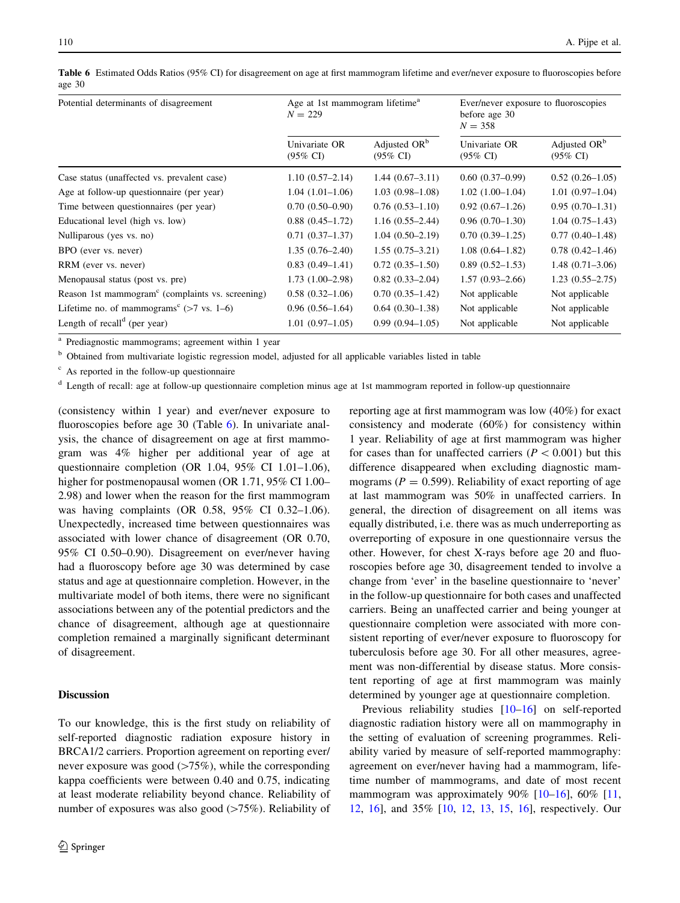**Table 6** Estimated Odds Ratios (95% CI) for disagreement on age at first mammogram lifetime and ever/never exposure to fluoroscopies before age 30

| Potential determinants of disagreement | Age at 1st mammogram lifetime[a] $N = 229$ | | Ever/never exposure to fluoroscopies before age 30 $N = 358$ | |
|---|---|---|---|---|
| | Univariate OR (95% CI) | Adjusted OR[b] (95% CI) | Univariate OR (95% CI) | Adjusted OR[b] (95% CI) |
| Case status (unaffected vs. prevalent case) | 1.10 (0.57–2.14) | 1.44 (0.67–3.11) | 0.60 (0.37–0.99) | 0.52 (0.26–1.05) |
| Age at follow-up questionnaire (per year) | 1.04 (1.01–1.06) | 1.03 (0.98–1.08) | 1.02 (1.00–1.04) | 1.01 (0.97–1.04) |
| Time between questionnaires (per year) | 0.70 (0.50–0.90) | 0.76 (0.53–1.10) | 0.92 (0.67–1.26) | 0.95 (0.70–1.31) |
| Educational level (high vs. low) | 0.88 (0.45–1.72) | 1.16 (0.55–2.44) | 0.96 (0.70–1.30) | 1.04 (0.75–1.43) |
| Nulliparous (yes vs. no) | 0.71 (0.37–1.37) | 1.04 (0.50–2.19) | 0.70 (0.39–1.25) | 0.77 (0.40–1.48) |
| BPO (ever vs. never) | 1.35 (0.76–2.40) | 1.55 (0.75–3.21) | 1.08 (0.64–1.82) | 0.78 (0.42–1.46) |
| RRM (ever vs. never) | 0.83 (0.49–1.41) | 0.72 (0.35–1.50) | 0.89 (0.52–1.53) | 1.48 (0.71–3.06) |
| Menopausal status (post vs. pre) | 1.73 (1.00–2.98) | 0.82 (0.33–2.04) | 1.57 (0.93–2.66) | 1.23 (0.55–2.75) |
| Reason 1st mammogram[c] (complaints vs. screening) | 0.58 (0.32–1.06) | 0.70 (0.35–1.42) | Not applicable | Not applicable |
| Lifetime no. of mammograms[c] (>7 vs. 1–6) | 0.96 (0.56–1.64) | 0.64 (0.30–1.38) | Not applicable | Not applicable |
| Length of recall[d] (per year) | 1.01 (0.97–1.05) | 0.99 (0.94–1.05) | Not applicable | Not applicable |

[a] Prediagnostic mammograms; agreement within 1 year

[b] Obtained from multivariate logistic regression model, adjusted for all applicable variables listed in table

[c] As reported in the follow-up questionnaire

[d] Length of recall: age at follow-up questionnaire completion minus age at 1st mammogram reported in follow-up questionnaire

(consistency within 1 year) and ever/never exposure to fluoroscopies before age 30 (Table 6). In univariate analysis, the chance of disagreement on age at first mammogram was 4% higher per additional year of age at questionnaire completion (OR 1.04, 95% CI 1.01–1.06), higher for postmenopausal women (OR 1.71, 95% CI 1.00–2.98) and lower when the reason for the first mammogram was having complaints (OR 0.58, 95% CI 0.32–1.06). Unexpectedly, increased time between questionnaires was associated with lower chance of disagreement (OR 0.70, 95% CI 0.50–0.90). Disagreement on ever/never having had a fluoroscopy before age 30 was determined by case status and age at questionnaire completion. However, in the multivariate model of both items, there were no significant associations between any of the potential predictors and the chance of disagreement, although age at questionnaire completion remained a marginally significant determinant of disagreement.

## Discussion

To our knowledge, this is the first study on reliability of self-reported diagnostic radiation exposure history in BRCA1/2 carriers. Proportion agreement on reporting ever/never exposure was good (>75%), while the corresponding kappa coefficients were between 0.40 and 0.75, indicating at least moderate reliability beyond chance. Reliability of number of exposures was also good (>75%). Reliability of reporting age at first mammogram was low (40%) for exact consistency and moderate (60%) for consistency within 1 year. Reliability of age at first mammogram was higher for cases than for unaffected carriers ($P < 0.001$) but this difference disappeared when excluding diagnostic mammograms ($P = 0.599$). Reliability of exact reporting of age at last mammogram was 50% in unaffected carriers. In general, the direction of disagreement on all items was equally distributed, i.e. there was as much underreporting as overreporting of exposure in one questionnaire versus the other. However, for chest X-rays before age 20 and fluoroscopies before age 30, disagreement tended to involve a change from 'ever' in the baseline questionnaire to 'never' in the follow-up questionnaire for both cases and unaffected carriers. Being an unaffected carrier and being younger at questionnaire completion were associated with more consistent reporting of ever/never exposure to fluoroscopy for tuberculosis before age 30. For all other measures, agreement was non-differential by disease status. More consistent reporting of age at first mammogram was mainly determined by younger age at questionnaire completion.

Previous reliability studies [10–16] on self-reported diagnostic radiation history were all on mammography in the setting of evaluation of screening programmes. Reliability varied by measure of self-reported mammography: agreement on ever/never having had a mammogram, lifetime number of mammograms, and date of most recent mammogram was approximately 90% [10–16], 60% [11, 12, 16], and 35% [10, 12, 13, 15, 16], respectively. Our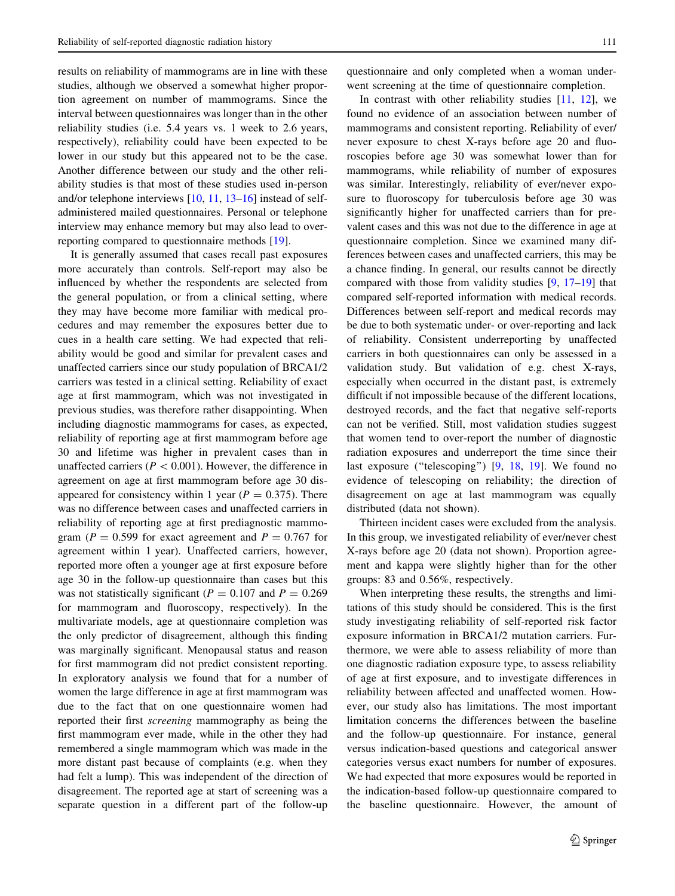results on reliability of mammograms are in line with these studies, although we observed a somewhat higher proportion agreement on number of mammograms. Since the interval between questionnaires was longer than in the other reliability studies (i.e. 5.4 years vs. 1 week to 2.6 years, respectively), reliability could have been expected to be lower in our study but this appeared not to be the case. Another difference between our study and the other reliability studies is that most of these studies used in-person and/or telephone interviews [10, 11, 13–16] instead of self-administered mailed questionnaires. Personal or telephone interview may enhance memory but may also lead to over-reporting compared to questionnaire methods [19].

It is generally assumed that cases recall past exposures more accurately than controls. Self-report may also be influenced by whether the respondents are selected from the general population, or from a clinical setting, where they may have become more familiar with medical procedures and may remember the exposures better due to cues in a health care setting. We had expected that reliability would be good and similar for prevalent cases and unaffected carriers since our study population of BRCA1/2 carriers was tested in a clinical setting. Reliability of exact age at first mammogram, which was not investigated in previous studies, was therefore rather disappointing. When including diagnostic mammograms for cases, as expected, reliability of reporting age at first mammogram before age 30 and lifetime was higher in prevalent cases than in unaffected carriers ($P < 0.001$). However, the difference in agreement on age at first mammogram before age 30 disappeared for consistency within 1 year ($P = 0.375$). There was no difference between cases and unaffected carriers in reliability of reporting age at first prediagnostic mammogram ($P = 0.599$ for exact agreement and $P = 0.767$ for agreement within 1 year). Unaffected carriers, however, reported more often a younger age at first exposure before age 30 in the follow-up questionnaire than cases but this was not statistically significant ($P = 0.107$ and $P = 0.269$ for mammogram and fluoroscopy, respectively). In the multivariate models, age at questionnaire completion was the only predictor of disagreement, although this finding was marginally significant. Menopausal status and reason for first mammogram did not predict consistent reporting. In exploratory analysis we found that for a number of women the large difference in age at first mammogram was due to the fact that on one questionnaire women had reported their first *screening* mammography as being the first mammogram ever made, while in the other they had remembered a single mammogram which was made in the more distant past because of complaints (e.g. when they had felt a lump). This was independent of the direction of disagreement. The reported age at start of screening was a separate question in a different part of the follow-up questionnaire and only completed when a woman underwent screening at the time of questionnaire completion.

In contrast with other reliability studies [11, 12], we found no evidence of an association between number of mammograms and consistent reporting. Reliability of ever/never exposure to chest X-rays before age 20 and fluoroscopies before age 30 was somewhat lower than for mammograms, while reliability of number of exposures was similar. Interestingly, reliability of ever/never exposure to fluoroscopy for tuberculosis before age 30 was significantly higher for unaffected carriers than for prevalent cases and this was not due to the difference in age at questionnaire completion. Since we examined many differences between cases and unaffected carriers, this may be a chance finding. In general, our results cannot be directly compared with those from validity studies [9, 17–19] that compared self-reported information with medical records. Differences between self-report and medical records may be due to both systematic under- or over-reporting and lack of reliability. Consistent underreporting by unaffected carriers in both questionnaires can only be assessed in a validation study. But validation of e.g. chest X-rays, especially when occurred in the distant past, is extremely difficult if not impossible because of the different locations, destroyed records, and the fact that negative self-reports can not be verified. Still, most validation studies suggest that women tend to over-report the number of diagnostic radiation exposures and underreport the time since their last exposure ("telescoping") [9, 18, 19]. We found no evidence of telescoping on reliability; the direction of disagreement on age at last mammogram was equally distributed (data not shown).

Thirteen incident cases were excluded from the analysis. In this group, we investigated reliability of ever/never chest X-rays before age 20 (data not shown). Proportion agreement and kappa were slightly higher than for the other groups: 83 and 0.56%, respectively.

When interpreting these results, the strengths and limitations of this study should be considered. This is the first study investigating reliability of self-reported risk factor exposure information in BRCA1/2 mutation carriers. Furthermore, we were able to assess reliability of more than one diagnostic radiation exposure type, to assess reliability of age at first exposure, and to investigate differences in reliability between affected and unaffected women. However, our study also has limitations. The most important limitation concerns the differences between the baseline and the follow-up questionnaire. For instance, general versus indication-based questions and categorical answer categories versus exact numbers for number of exposures. We had expected that more exposures would be reported in the indication-based follow-up questionnaire compared to the baseline questionnaire. However, the amount of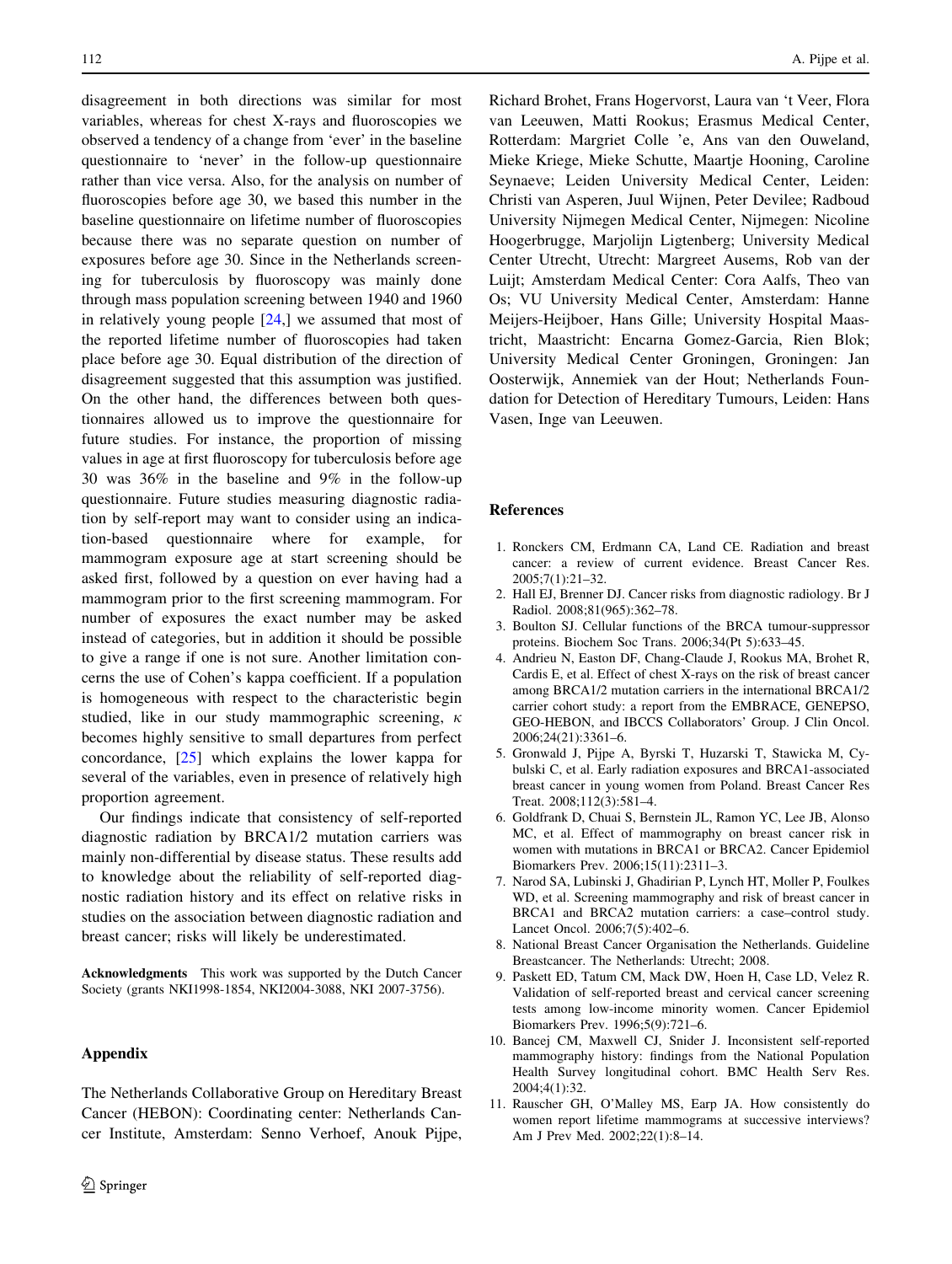disagreement in both directions was similar for most variables, whereas for chest X-rays and fluoroscopies we observed a tendency of a change from 'ever' in the baseline questionnaire to 'never' in the follow-up questionnaire rather than vice versa. Also, for the analysis on number of fluoroscopies before age 30, we based this number in the baseline questionnaire on lifetime number of fluoroscopies because there was no separate question on number of exposures before age 30. Since in the Netherlands screening for tuberculosis by fluoroscopy was mainly done through mass population screening between 1940 and 1960 in relatively young people [24,] we assumed that most of the reported lifetime number of fluoroscopies had taken place before age 30. Equal distribution of the direction of disagreement suggested that this assumption was justified. On the other hand, the differences between both questionnaires allowed us to improve the questionnaire for future studies. For instance, the proportion of missing values in age at first fluoroscopy for tuberculosis before age 30 was 36% in the baseline and 9% in the follow-up questionnaire. Future studies measuring diagnostic radiation by self-report may want to consider using an indication-based questionnaire where for example, for mammogram exposure age at start screening should be asked first, followed by a question on ever having had a mammogram prior to the first screening mammogram. For number of exposures the exact number may be asked instead of categories, but in addition it should be possible to give a range if one is not sure. Another limitation concerns the use of Cohen's kappa coefficient. If a population is homogeneous with respect to the characteristic begin studied, like in our study mammographic screening, $\kappa$ becomes highly sensitive to small departures from perfect concordance, [25] which explains the lower kappa for several of the variables, even in presence of relatively high proportion agreement.

Our findings indicate that consistency of self-reported diagnostic radiation by BRCA1/2 mutation carriers was mainly non-differential by disease status. These results add to knowledge about the reliability of self-reported diagnostic radiation history and its effect on relative risks in studies on the association between diagnostic radiation and breast cancer; risks will likely be underestimated.

**Acknowledgments** This work was supported by the Dutch Cancer Society (grants NKI1998-1854, NKI2004-3088, NKI 2007-3756).

## Appendix

The Netherlands Collaborative Group on Hereditary Breast Cancer (HEBON): Coordinating center: Netherlands Cancer Institute, Amsterdam: Senno Verhoef, Anouk Pijpe, Richard Brohet, Frans Hogervorst, Laura van 't Veer, Flora van Leeuwen, Matti Rookus; Erasmus Medical Center, Rotterdam: Margriet Colle 'e, Ans van den Ouweland, Mieke Kriege, Mieke Schutte, Maartje Hooning, Caroline Seynaeve; Leiden University Medical Center, Leiden: Christi van Asperen, Juul Wijnen, Peter Devilee; Radboud University Nijmegen Medical Center, Nijmegen: Nicoline Hoogerbrugge, Marjolijn Ligtenberg; University Medical Center Utrecht, Utrecht: Margreet Ausems, Rob van der Luijt; Amsterdam Medical Center: Cora Aalfs, Theo van Os; VU University Medical Center, Amsterdam: Hanne Meijers-Heijboer, Hans Gille; University Hospital Maastricht, Maastricht: Encarna Gomez-Garcia, Rien Blok; University Medical Center Groningen, Groningen: Jan Oosterwijk, Annemiek van der Hout; Netherlands Foundation for Detection of Hereditary Tumours, Leiden: Hans Vasen, Inge van Leeuwen.

## References

1. Ronckers CM, Erdmann CA, Land CE. Radiation and breast cancer: a review of current evidence. Breast Cancer Res. 2005;7(1):21–32.
2. Hall EJ, Brenner DJ. Cancer risks from diagnostic radiology. Br J Radiol. 2008;81(965):362–78.
3. Boulton SJ. Cellular functions of the BRCA tumour-suppressor proteins. Biochem Soc Trans. 2006;34(Pt 5):633–45.
4. Andrieu N, Easton DF, Chang-Claude J, Rookus MA, Brohet R, Cardis E, et al. Effect of chest X-rays on the risk of breast cancer among BRCA1/2 mutation carriers in the international BRCA1/2 carrier cohort study: a report from the EMBRACE, GENEPSO, GEO-HEBON, and IBCCS Collaborators' Group. J Clin Oncol. 2006;24(21):3361–6.
5. Gronwald J, Pijpe A, Byrski T, Huzarski T, Stawicka M, Cybulski C, et al. Early radiation exposures and BRCA1-associated breast cancer in young women from Poland. Breast Cancer Res Treat. 2008;112(3):581–4.
6. Goldfrank D, Chuai S, Bernstein JL, Ramon YC, Lee JB, Alonso MC, et al. Effect of mammography on breast cancer risk in women with mutations in BRCA1 or BRCA2. Cancer Epidemiol Biomarkers Prev. 2006;15(11):2311–3.
7. Narod SA, Lubinski J, Ghadirian P, Lynch HT, Moller P, Foulkes WD, et al. Screening mammography and risk of breast cancer in BRCA1 and BRCA2 mutation carriers: a case–control study. Lancet Oncol. 2006;7(5):402–6.
8. National Breast Cancer Organisation the Netherlands. Guideline Breastcancer. The Netherlands: Utrecht; 2008.
9. Paskett ED, Tatum CM, Mack DW, Hoen H, Case LD, Velez R. Validation of self-reported breast and cervical cancer screening tests among low-income minority women. Cancer Epidemiol Biomarkers Prev. 1996;5(9):721–6.
10. Bancej CM, Maxwell CJ, Snider J. Inconsistent self-reported mammography history: findings from the National Population Health Survey longitudinal cohort. BMC Health Serv Res. 2004;4(1):32.
11. Rauscher GH, O'Malley MS, Earp JA. How consistently do women report lifetime mammograms at successive interviews? Am J Prev Med. 2002;22(1):8–14.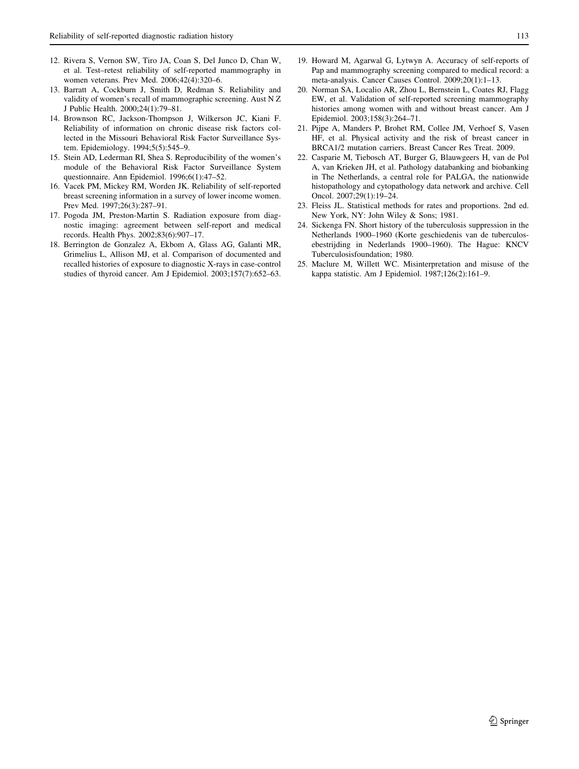12. Rivera S, Vernon SW, Tiro JA, Coan S, Del Junco D, Chan W, et al. Test–retest reliability of self-reported mammography in women veterans. Prev Med. 2006;42(4):320–6.
13. Barratt A, Cockburn J, Smith D, Redman S. Reliability and validity of women's recall of mammographic screening. Aust N Z J Public Health. 2000;24(1):79–81.
14. Brownson RC, Jackson-Thompson J, Wilkerson JC, Kiani F. Reliability of information on chronic disease risk factors collected in the Missouri Behavioral Risk Factor Surveillance System. Epidemiology. 1994;5(5):545–9.
15. Stein AD, Lederman RI, Shea S. Reproducibility of the women's module of the Behavioral Risk Factor Surveillance System questionnaire. Ann Epidemiol. 1996;6(1):47–52.
16. Vacek PM, Mickey RM, Worden JK. Reliability of self-reported breast screening information in a survey of lower income women. Prev Med. 1997;26(3):287–91.
17. Pogoda JM, Preston-Martin S. Radiation exposure from diagnostic imaging: agreement between self-report and medical records. Health Phys. 2002;83(6):907–17.
18. Berrington de Gonzalez A, Ekbom A, Glass AG, Galanti MR, Grimelius L, Allison MJ, et al. Comparison of documented and recalled histories of exposure to diagnostic X-rays in case-control studies of thyroid cancer. Am J Epidemiol. 2003;157(7):652–63.
19. Howard M, Agarwal G, Lytwyn A. Accuracy of self-reports of Pap and mammography screening compared to medical record: a meta-analysis. Cancer Causes Control. 2009;20(1):1–13.
20. Norman SA, Localio AR, Zhou L, Bernstein L, Coates RJ, Flagg EW, et al. Validation of self-reported screening mammography histories among women with and without breast cancer. Am J Epidemiol. 2003;158(3):264–71.
21. Pijpe A, Manders P, Brohet RM, Collee JM, Verhoef S, Vasen HF, et al. Physical activity and the risk of breast cancer in BRCA1/2 mutation carriers. Breast Cancer Res Treat. 2009.
22. Casparie M, Tiebosch AT, Burger G, Blauwgeers H, van de Pol A, van Krieken JH, et al. Pathology databanking and biobanking in The Netherlands, a central role for PALGA, the nationwide histopathology and cytopathology data network and archive. Cell Oncol. 2007;29(1):19–24.
23. Fleiss JL. Statistical methods for rates and proportions. 2nd ed. New York, NY: John Wiley & Sons; 1981.
24. Sickenga FN. Short history of the tuberculosis suppression in the Netherlands 1900–1960 (Korte geschiedenis van de tuberculosebestrijding in Nederlands 1900–1960). The Hague: KNCV Tuberculosisfoundation; 1980.
25. Maclure M, Willett WC. Misinterpretation and misuse of the kappa statistic. Am J Epidemiol. 1987;126(2):161–9.